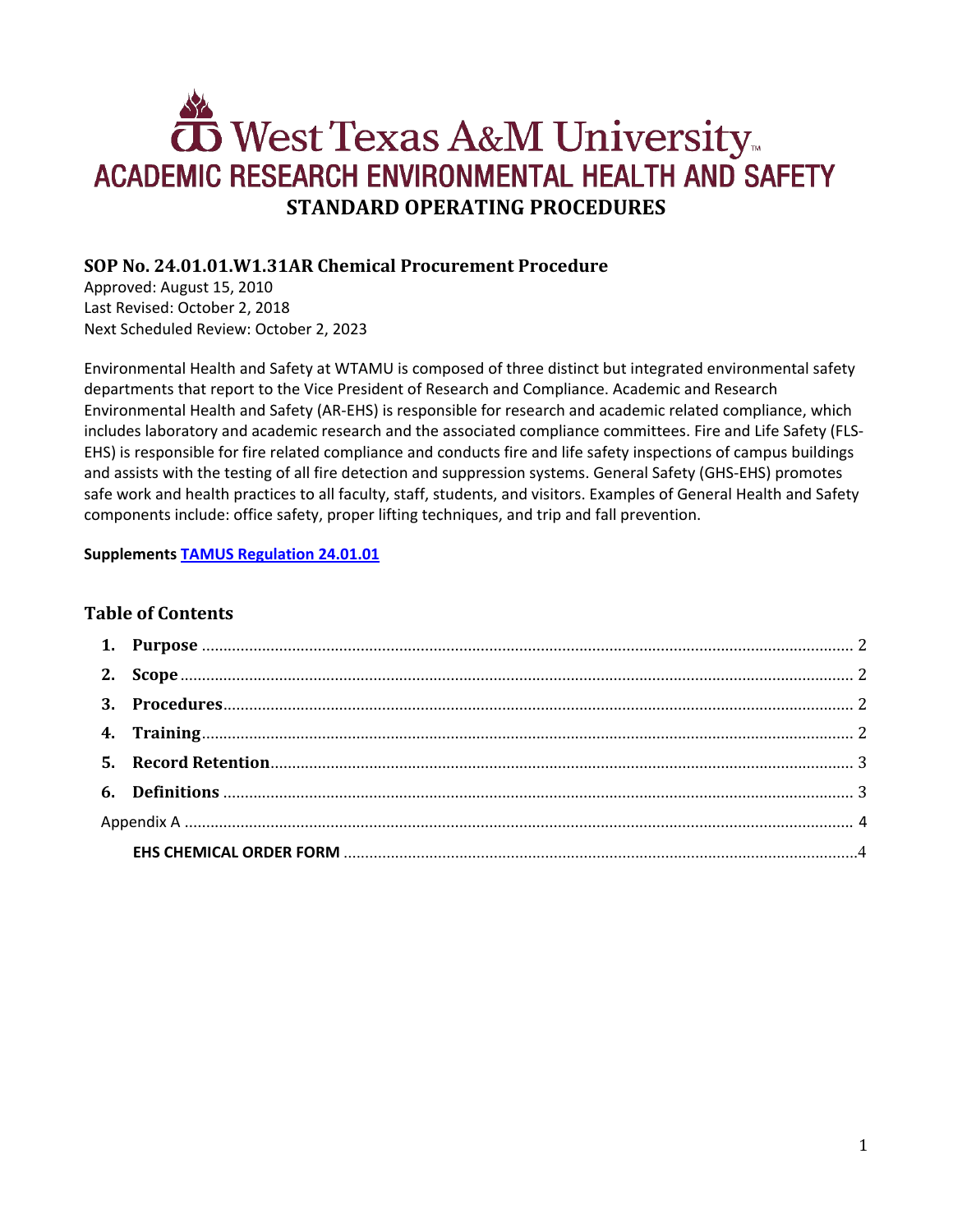# West Texas A&M University

## ACADEMIC RESEARCH ENVIRONMENTAL HEALTH AND SAFETY

## STANDARD OPERATING PROCEDURES

### SOP No. 24.01.01.W1.31AR Chemical Procurement Procedure

Approved: August 15, 2010
Last Revised: October 2, 2018
Next Scheduled Review: October 2, 2023

Environmental Health and Safety at WTAMU is composed of three distinct but integrated environmental safety departments that report to the Vice President of Research and Compliance. Academic and Research Environmental Health and Safety (AR-EHS) is responsible for research and academic related compliance, which includes laboratory and academic research and the associated compliance committees. Fire and Life Safety (FLS-EHS) is responsible for fire related compliance and conducts fire and life safety inspections of campus buildings and assists with the testing of all fire detection and suppression systems. General Safety (GHS-EHS) promotes safe work and health practices to all faculty, staff, students, and visitors. Examples of General Health and Safety components include: office safety, proper lifting techniques, and trip and fall prevention.

**Supplements [TAMUS Regulation 24.01.01]**

### Table of Contents

1. **Purpose** ........ 2
2. **Scope** ........ 2
3. **Procedures** ........ 2
4. **Training** ........ 2
5. **Record Retention** ........ 3
6. **Definitions** ........ 3

Appendix A ........ 4

**EHS CHEMICAL ORDER FORM** ........ 4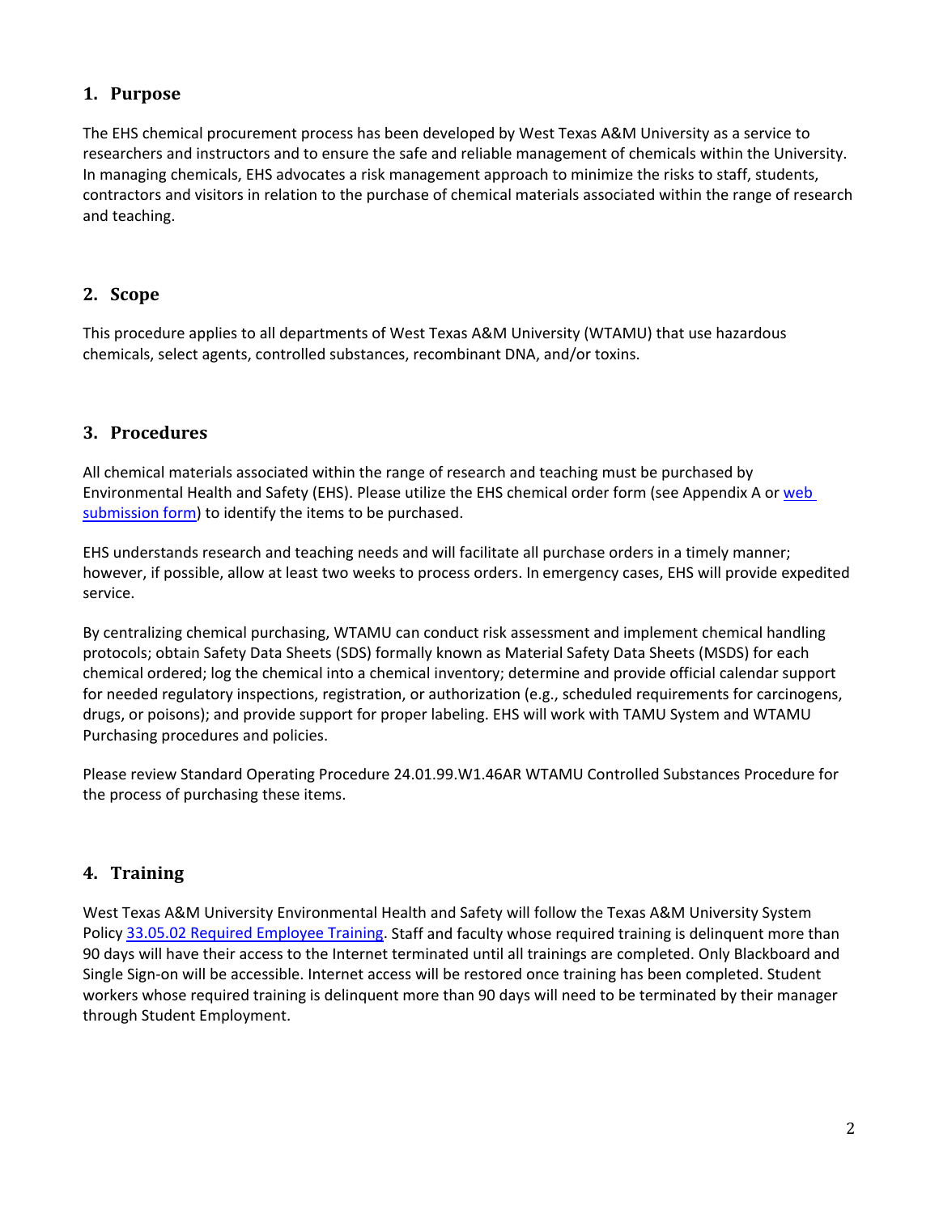## 1. Purpose

The EHS chemical procurement process has been developed by West Texas A&M University as a service to researchers and instructors and to ensure the safe and reliable management of chemicals within the University. In managing chemicals, EHS advocates a risk management approach to minimize the risks to staff, students, contractors and visitors in relation to the purchase of chemical materials associated within the range of research and teaching.

## 2. Scope

This procedure applies to all departments of West Texas A&M University (WTAMU) that use hazardous chemicals, select agents, controlled substances, recombinant DNA, and/or toxins.

## 3. Procedures

All chemical materials associated within the range of research and teaching must be purchased by Environmental Health and Safety (EHS). Please utilize the EHS chemical order form (see Appendix A or web submission form) to identify the items to be purchased.

EHS understands research and teaching needs and will facilitate all purchase orders in a timely manner; however, if possible, allow at least two weeks to process orders. In emergency cases, EHS will provide expedited service.

By centralizing chemical purchasing, WTAMU can conduct risk assessment and implement chemical handling protocols; obtain Safety Data Sheets (SDS) formally known as Material Safety Data Sheets (MSDS) for each chemical ordered; log the chemical into a chemical inventory; determine and provide official calendar support for needed regulatory inspections, registration, or authorization (e.g., scheduled requirements for carcinogens, drugs, or poisons); and provide support for proper labeling. EHS will work with TAMU System and WTAMU Purchasing procedures and policies.

Please review Standard Operating Procedure 24.01.99.W1.46AR WTAMU Controlled Substances Procedure for the process of purchasing these items.

## 4. Training

West Texas A&M University Environmental Health and Safety will follow the Texas A&M University System Policy 33.05.02 Required Employee Training. Staff and faculty whose required training is delinquent more than 90 days will have their access to the Internet terminated until all trainings are completed. Only Blackboard and Single Sign-on will be accessible. Internet access will be restored once training has been completed. Student workers whose required training is delinquent more than 90 days will need to be terminated by their manager through Student Employment.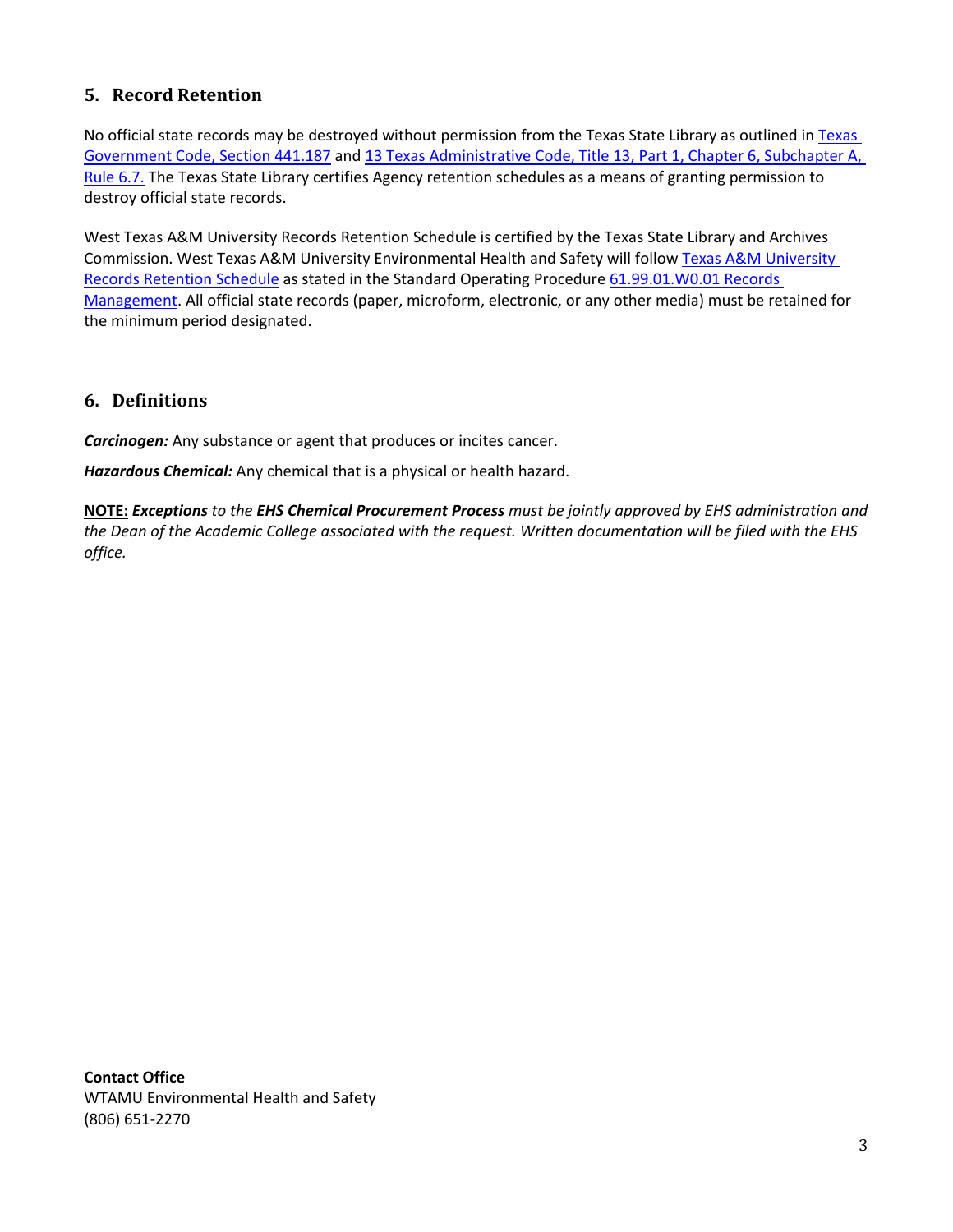## 5. Record Retention

No official state records may be destroyed without permission from the Texas State Library as outlined in [Texas Government Code, Section 441.187]() and [13 Texas Administrative Code, Title 13, Part 1, Chapter 6, Subchapter A, Rule 6.7.]() The Texas State Library certifies Agency retention schedules as a means of granting permission to destroy official state records.

West Texas A&M University Records Retention Schedule is certified by the Texas State Library and Archives Commission. West Texas A&M University Environmental Health and Safety will follow [Texas A&M University Records Retention Schedule]() as stated in the Standard Operating Procedure [61.99.01.W0.01 Records Management](). All official state records (paper, microform, electronic, or any other media) must be retained for the minimum period designated.

## 6. Definitions

***Carcinogen:*** Any substance or agent that produces or incites cancer.

***Hazardous Chemical:*** Any chemical that is a physical or health hazard.

**NOTE:** ***Exceptions*** *to the* ***EHS Chemical Procurement Process*** *must be jointly approved by EHS administration and the Dean of the Academic College associated with the request. Written documentation will be filed with the EHS office.*

**Contact Office**
WTAMU Environmental Health and Safety
(806) 651-2270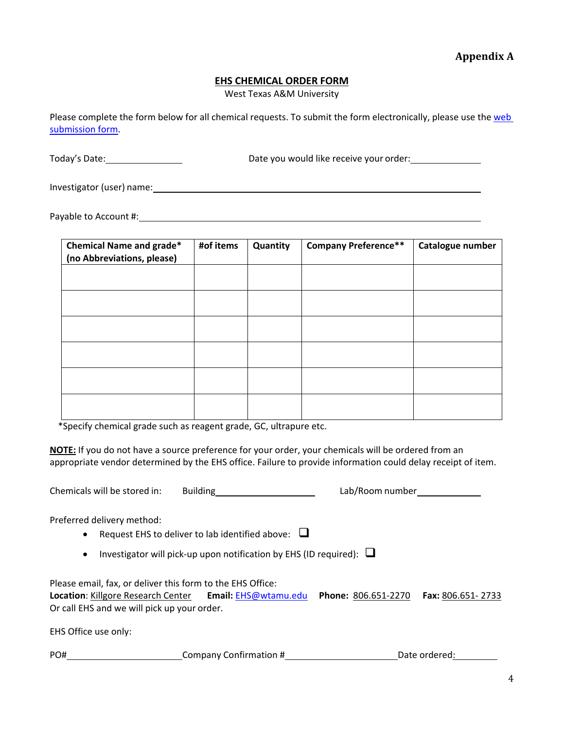**Appendix A**

## EHS CHEMICAL ORDER FORM

West Texas A&M University

Please complete the form below for all chemical requests. To submit the form electronically, please use the web submission form.

Today's Date:________________ Date you would like receive your order:______________

Investigator (user) name:____________________________________________________________

Payable to Account #:_______________________________________________________________

| Chemical Name and grade* (no Abbreviations, please) | #of items | Quantity | Company Preference** | Catalogue number |
|---|---|---|---|---|
| | | | | |
| | | | | |
| | | | | |
| | | | | |
| | | | | |
| | | | | |

*Specify chemical grade such as reagent grade, GC, ultrapure etc.

**NOTE:** If you do not have a source preference for your order, your chemicals will be ordered from an appropriate vendor determined by the EHS office. Failure to provide information could delay receipt of item.

Chemicals will be stored in: Building____________________ Lab/Room number_____________

Preferred delivery method:

- Request EHS to deliver to lab identified above: ❑
- Investigator will pick-up upon notification by EHS (ID required): ❑

Please email, fax, or deliver this form to the EHS Office:
**Location**: Killgore Research Center **Email:** EHS@wtamu.edu **Phone:** 806.651-2270 **Fax:** 806.651- 2733
Or call EHS and we will pick up your order.

EHS Office use only:

PO#______________________Company Confirmation #______________________Date ordered:_________